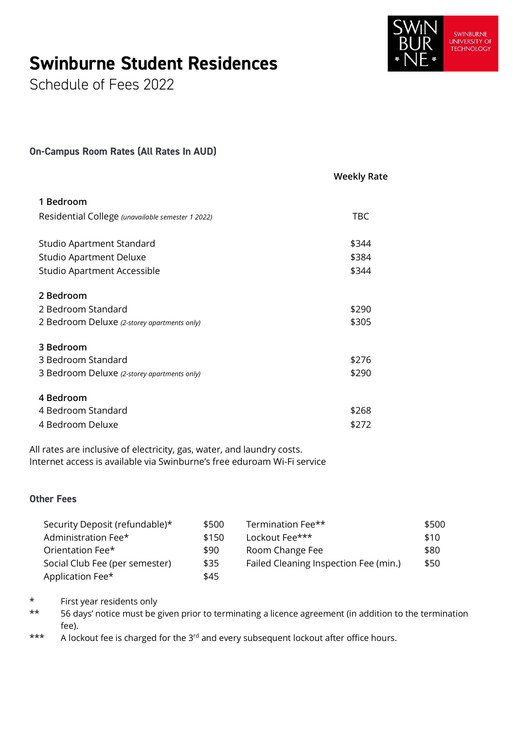# Swinburne Student Residences

Schedule of Fees 2022

### On-Campus Room Rates (All Rates In AUD)

| | Weekly Rate |
|---|---|
| **1 Bedroom** | |
| Residential College *(unavailable semester 1 2022)* | TBC |
| Studio Apartment Standard | $344 |
| Studio Apartment Deluxe | $384 |
| Studio Apartment Accessible | $344 |
| **2 Bedroom** | |
| 2 Bedroom Standard | $290 |
| 2 Bedroom Deluxe *(2-storey apartments only)* | $305 |
| **3 Bedroom** | |
| 3 Bedroom Standard | $276 |
| 3 Bedroom Deluxe *(2-storey apartments only)* | $290 |
| **4 Bedroom** | |
| 4 Bedroom Standard | $268 |
| 4 Bedroom Deluxe | $272 |

All rates are inclusive of electricity, gas, water, and laundry costs.
Internet access is available via Swinburne's free eduroam Wi-Fi service

### Other Fees

| | | | |
|---|---|---|---|
| Security Deposit (refundable)* | $500 | Termination Fee** | $500 |
| Administration Fee* | $150 | Lockout Fee*** | $10 |
| Orientation Fee* | $90 | Room Change Fee | $80 |
| Social Club Fee (per semester) | $35 | Failed Cleaning Inspection Fee (min.) | $50 |
| Application Fee* | $45 | | |

\* First year residents only

\*\* 56 days' notice must be given prior to terminating a licence agreement (in addition to the termination fee).

\*\*\* A lockout fee is charged for the 3rd and every subsequent lockout after office hours.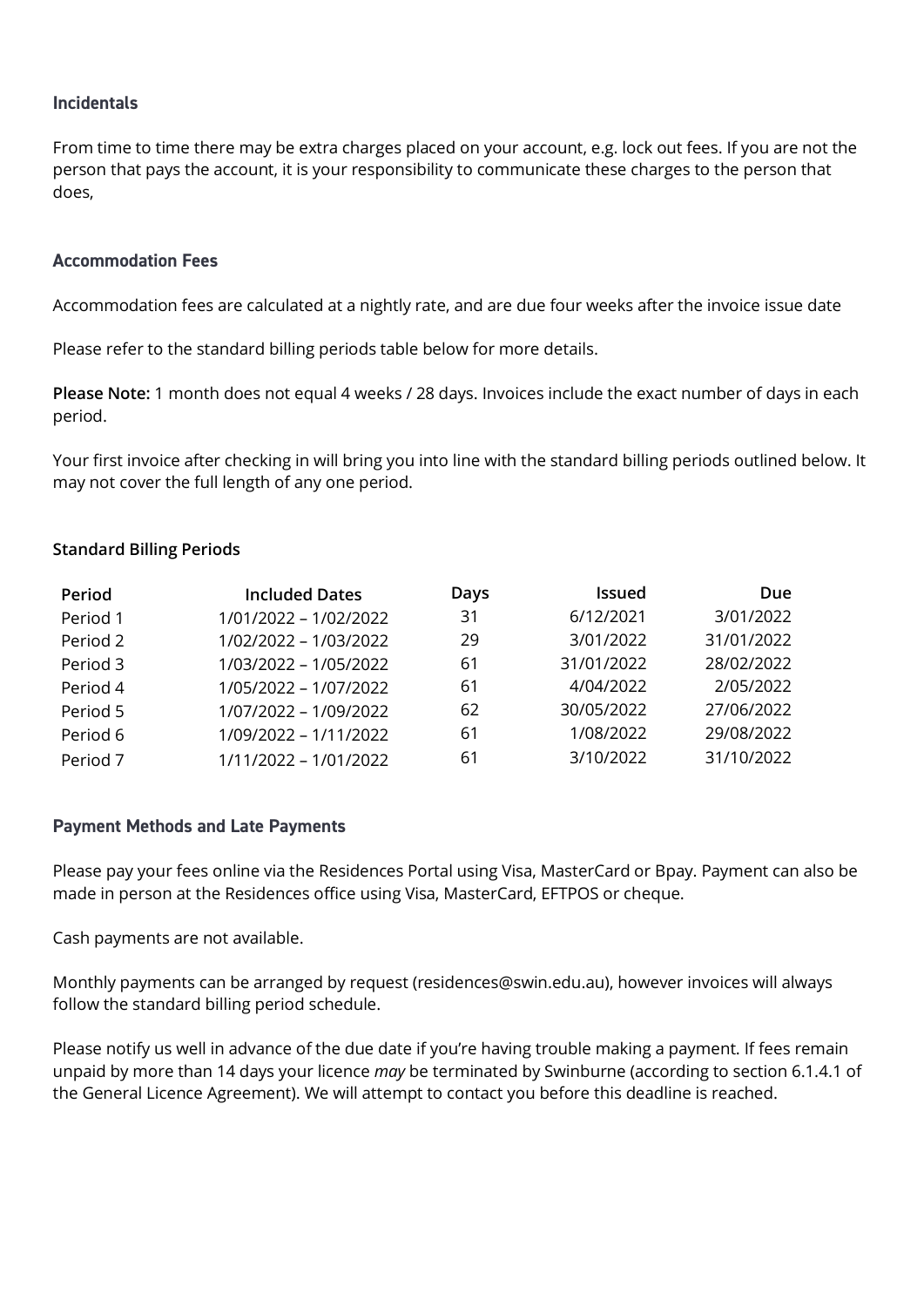### Incidentals

From time to time there may be extra charges placed on your account, e.g. lock out fees. If you are not the person that pays the account, it is your responsibility to communicate these charges to the person that does,

### Accommodation Fees

Accommodation fees are calculated at a nightly rate, and are due four weeks after the invoice issue date

Please refer to the standard billing periods table below for more details.

**Please Note:** 1 month does not equal 4 weeks / 28 days. Invoices include the exact number of days in each period.

Your first invoice after checking in will bring you into line with the standard billing periods outlined below. It may not cover the full length of any one period.

**Standard Billing Periods**

| Period | Included Dates | Days | Issued | Due |
|---|---|---|---|---|
| Period 1 | 1/01/2022 – 1/02/2022 | 31 | 6/12/2021 | 3/01/2022 |
| Period 2 | 1/02/2022 – 1/03/2022 | 29 | 3/01/2022 | 31/01/2022 |
| Period 3 | 1/03/2022 – 1/05/2022 | 61 | 31/01/2022 | 28/02/2022 |
| Period 4 | 1/05/2022 – 1/07/2022 | 61 | 4/04/2022 | 2/05/2022 |
| Period 5 | 1/07/2022 – 1/09/2022 | 62 | 30/05/2022 | 27/06/2022 |
| Period 6 | 1/09/2022 – 1/11/2022 | 61 | 1/08/2022 | 29/08/2022 |
| Period 7 | 1/11/2022 – 1/01/2022 | 61 | 3/10/2022 | 31/10/2022 |

### Payment Methods and Late Payments

Please pay your fees online via the Residences Portal using Visa, MasterCard or Bpay. Payment can also be made in person at the Residences office using Visa, MasterCard, EFTPOS or cheque.

Cash payments are not available.

Monthly payments can be arranged by request (residences@swin.edu.au), however invoices will always follow the standard billing period schedule.

Please notify us well in advance of the due date if you're having trouble making a payment. If fees remain unpaid by more than 14 days your licence *may* be terminated by Swinburne (according to section 6.1.4.1 of the General Licence Agreement). We will attempt to contact you before this deadline is reached.